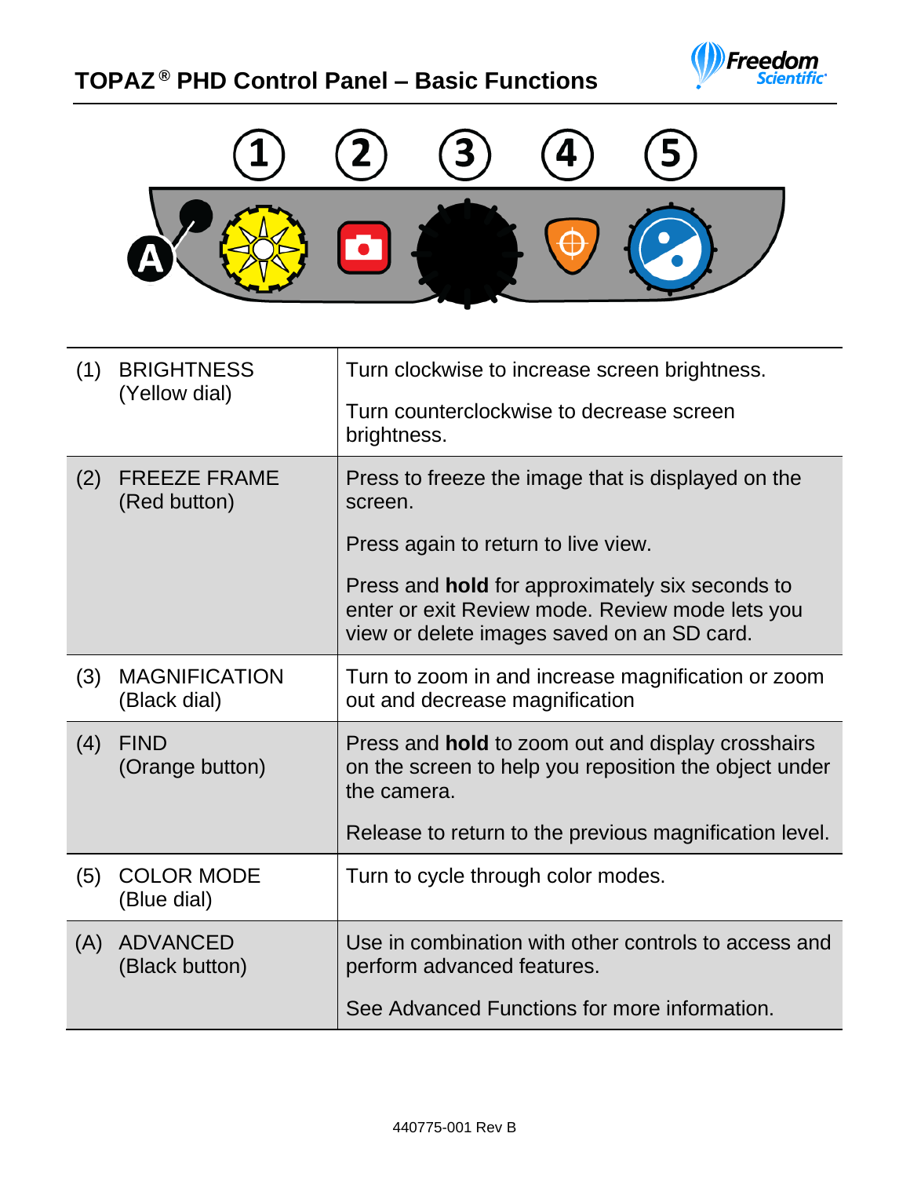# TOPAZ® PHD Control Panel – Basic Functions

| | |
|---|---|
| (1) BRIGHTNESS (Yellow dial) | Turn clockwise to increase screen brightness.<br><br>Turn counterclockwise to decrease screen brightness. |
| (2) FREEZE FRAME (Red button) | Press to freeze the image that is displayed on the screen.<br><br>Press again to return to live view.<br><br>Press and **hold** for approximately six seconds to enter or exit Review mode. Review mode lets you view or delete images saved on an SD card. |
| (3) MAGNIFICATION (Black dial) | Turn to zoom in and increase magnification or zoom out and decrease magnification |
| (4) FIND (Orange button) | Press and **hold** to zoom out and display crosshairs on the screen to help you reposition the object under the camera.<br><br>Release to return to the previous magnification level. |
| (5) COLOR MODE (Blue dial) | Turn to cycle through color modes. |
| (A) ADVANCED (Black button) | Use in combination with other controls to access and perform advanced features.<br><br>See Advanced Functions for more information. |

440775-001 Rev B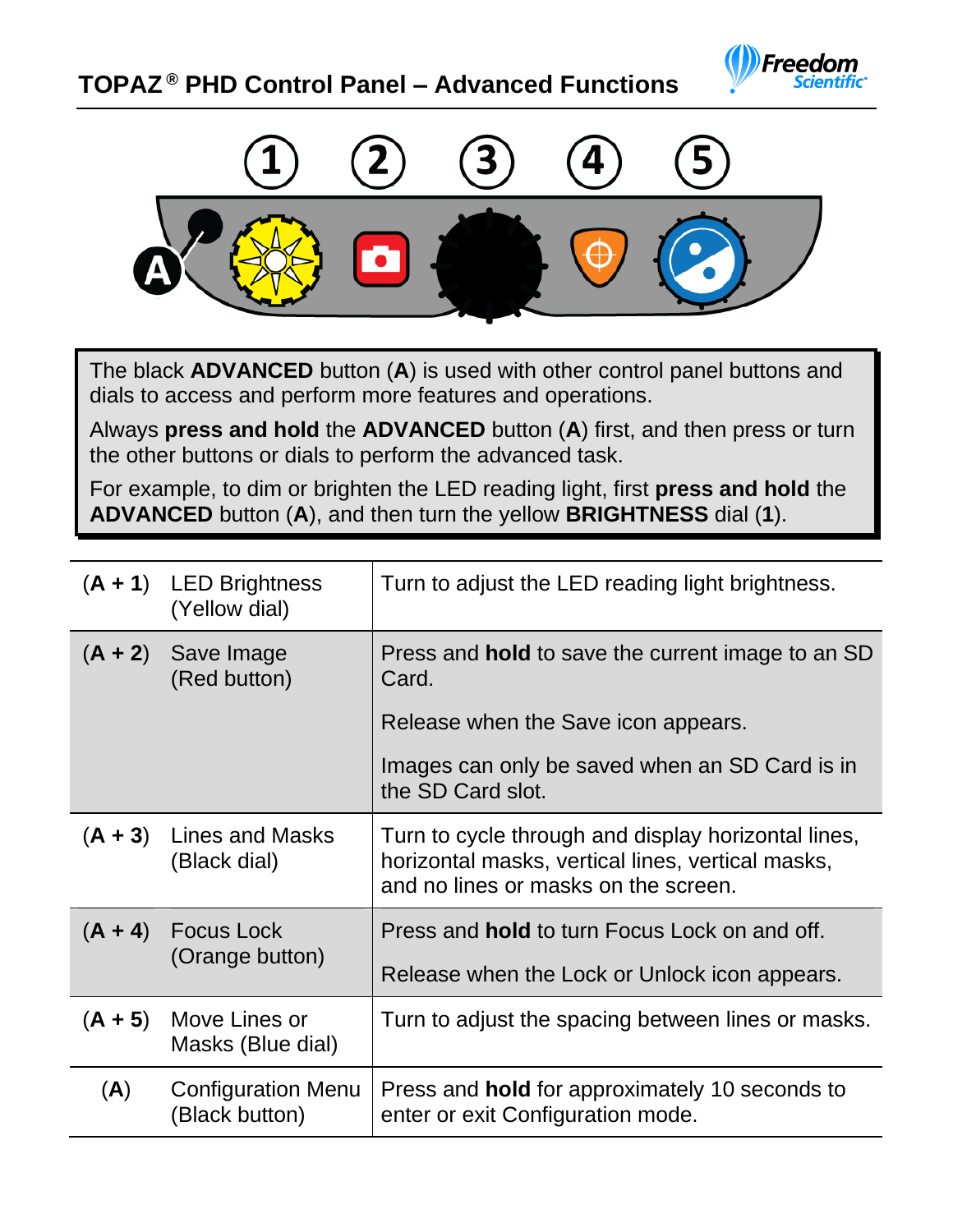# TOPAZ® PHD Control Panel – Advanced Functions

1 2 3 4 5

A

The black **ADVANCED** button (**A**) is used with other control panel buttons and dials to access and perform more features and operations.

Always **press and hold** the **ADVANCED** button (**A**) first, and then press or turn the other buttons or dials to perform the advanced task.

For example, to dim or brighten the LED reading light, first **press and hold** the **ADVANCED** button (**A**), and then turn the yellow **BRIGHTNESS** dial (**1**).

| | | |
|---|---|---|
| (**A + 1**) | LED Brightness (Yellow dial) | Turn to adjust the LED reading light brightness. |
| (**A + 2**) | Save Image (Red button) | Press and **hold** to save the current image to an SD Card.<br><br>Release when the Save icon appears.<br><br>Images can only be saved when an SD Card is in the SD Card slot. |
| (**A + 3**) | Lines and Masks (Black dial) | Turn to cycle through and display horizontal lines, horizontal masks, vertical lines, vertical masks, and no lines or masks on the screen. |
| (**A + 4**) | Focus Lock (Orange button) | Press and **hold** to turn Focus Lock on and off.<br><br>Release when the Lock or Unlock icon appears. |
| (**A + 5**) | Move Lines or Masks (Blue dial) | Turn to adjust the spacing between lines or masks. |
| (**A**) | Configuration Menu (Black button) | Press and **hold** for approximately 10 seconds to enter or exit Configuration mode. |